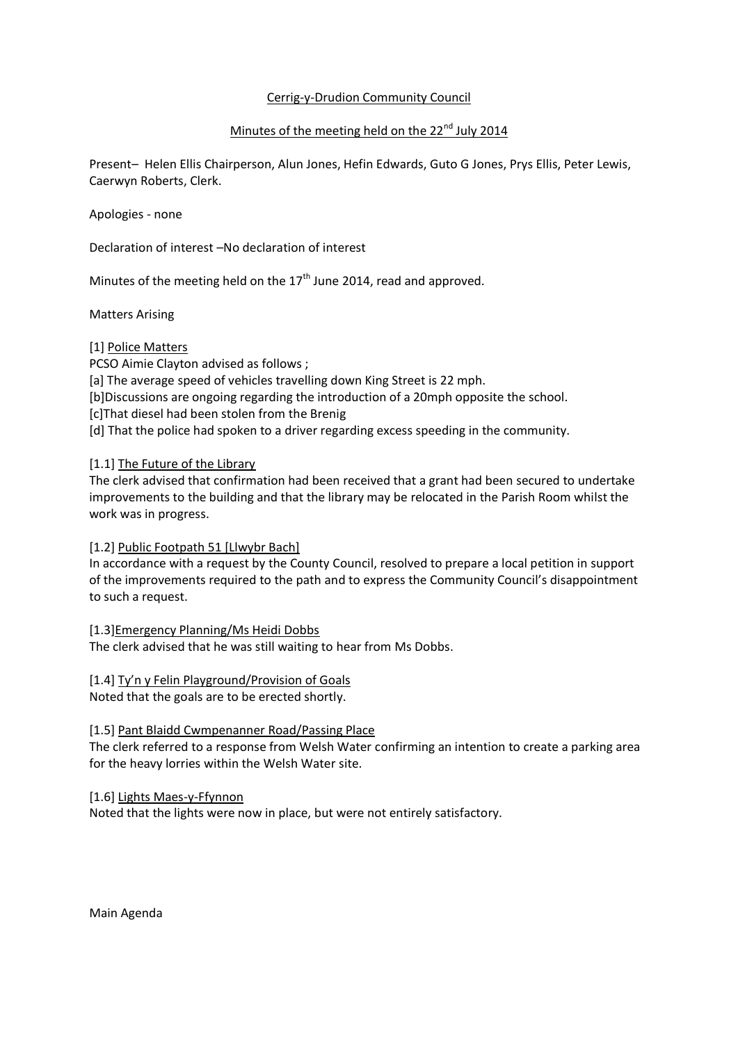# Cerrig-y-Drudion Community Council

## Minutes of the meeting held on the 22nd July 2014

Present– Helen Ellis Chairperson, Alun Jones, Hefin Edwards, Guto G Jones, Prys Ellis, Peter Lewis, Caerwyn Roberts, Clerk.

Apologies - none

Declaration of interest –No declaration of interest

Minutes of the meeting held on the 17th June 2014, read and approved.

Matters Arising

[1] Police Matters

PCSO Aimie Clayton advised as follows ;

[a] The average speed of vehicles travelling down King Street is 22 mph.

[b]Discussions are ongoing regarding the introduction of a 20mph opposite the school.

[c]That diesel had been stolen from the Brenig

[d] That the police had spoken to a driver regarding excess speeding in the community.

[1.1] The Future of the Library

The clerk advised that confirmation had been received that a grant had been secured to undertake improvements to the building and that the library may be relocated in the Parish Room whilst the work was in progress.

[1.2] Public Footpath 51 [Llwybr Bach]

In accordance with a request by the County Council, resolved to prepare a local petition in support of the improvements required to the path and to express the Community Council's disappointment to such a request.

[1.3]Emergency Planning/Ms Heidi Dobbs

The clerk advised that he was still waiting to hear from Ms Dobbs.

[1.4] Ty'n y Felin Playground/Provision of Goals

Noted that the goals are to be erected shortly.

[1.5] Pant Blaidd Cwmpenanner Road/Passing Place

The clerk referred to a response from Welsh Water confirming an intention to create a parking area for the heavy lorries within the Welsh Water site.

[1.6] Lights Maes-y-Ffynnon

Noted that the lights were now in place, but were not entirely satisfactory.

Main Agenda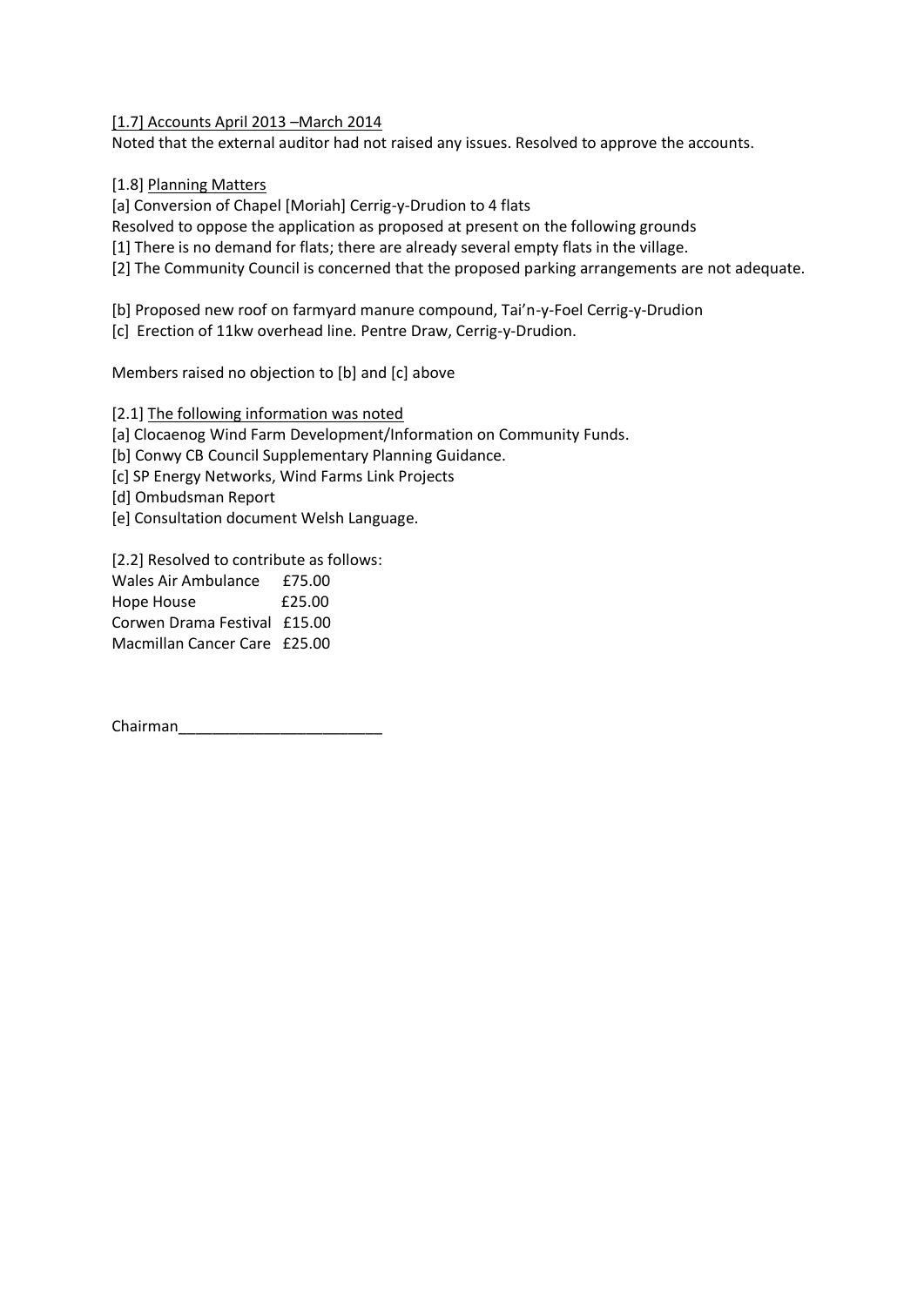[1.7] Accounts April 2013 –March 2014

Noted that the external auditor had not raised any issues. Resolved to approve the accounts.

[1.8] Planning Matters

[a] Conversion of Chapel [Moriah] Cerrig-y-Drudion to 4 flats

Resolved to oppose the application as proposed at present on the following grounds

[1] There is no demand for flats; there are already several empty flats in the village.

[2] The Community Council is concerned that the proposed parking arrangements are not adequate.

[b] Proposed new roof on farmyard manure compound, Tai'n-y-Foel Cerrig-y-Drudion

[c] Erection of 11kw overhead line. Pentre Draw, Cerrig-y-Drudion.

Members raised no objection to [b] and [c] above

[2.1] The following information was noted

[a] Clocaenog Wind Farm Development/Information on Community Funds.

[b] Conwy CB Council Supplementary Planning Guidance.

[c] SP Energy Networks, Wind Farms Link Projects

[d] Ombudsman Report

[e] Consultation document Welsh Language.

[2.2] Resolved to contribute as follows:

| | |
|---|---|
| Wales Air Ambulance | £75.00 |
| Hope House | £25.00 |
| Corwen Drama Festival | £15.00 |
| Macmillan Cancer Care | £25.00 |

Chairman________________________